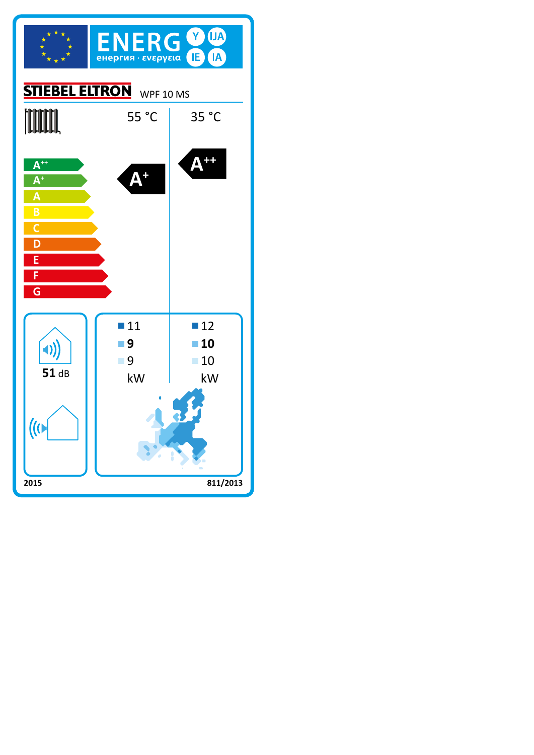ENERG Y IJA IE IA

енергия · ενεργεια

STIEBEL ELTRON WPF 10 MS

| | 55 °C | 35 °C |
|---|---|---|
| Energy class | A+ | A++ |
| Colder climate | 11 | 12 |
| Average climate | **9** | **10** |
| Warmer climate | 9 | 10 |
| | kW | kW |

A++ A+ A B C D E F G

**51** dB

2015

811/2013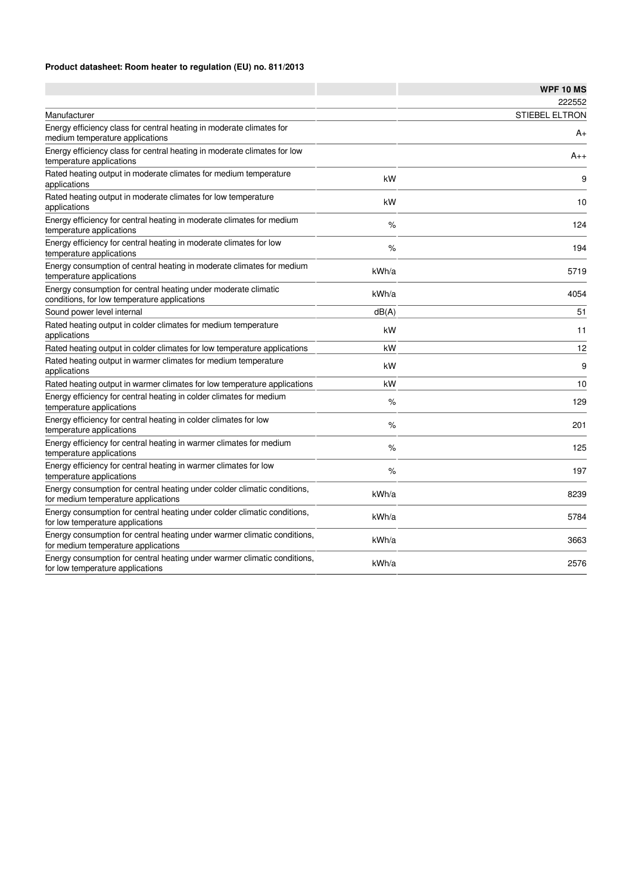**Product datasheet: Room heater to regulation (EU) no. 811/2013**

| | | WPF 10 MS |
|---|---|---|
| | | 222552 |
| Manufacturer | | STIEBEL ELTRON |
| Energy efficiency class for central heating in moderate climates for medium temperature applications | | A+ |
| Energy efficiency class for central heating in moderate climates for low temperature applications | | A++ |
| Rated heating output in moderate climates for medium temperature applications | kW | 9 |
| Rated heating output in moderate climates for low temperature applications | kW | 10 |
| Energy efficiency for central heating in moderate climates for medium temperature applications | % | 124 |
| Energy efficiency for central heating in moderate climates for low temperature applications | % | 194 |
| Energy consumption of central heating in moderate climates for medium temperature applications | kWh/a | 5719 |
| Energy consumption for central heating under moderate climatic conditions, for low temperature applications | kWh/a | 4054 |
| Sound power level internal | dB(A) | 51 |
| Rated heating output in colder climates for medium temperature applications | kW | 11 |
| Rated heating output in colder climates for low temperature applications | kW | 12 |
| Rated heating output in warmer climates for medium temperature applications | kW | 9 |
| Rated heating output in warmer climates for low temperature applications | kW | 10 |
| Energy efficiency for central heating in colder climates for medium temperature applications | % | 129 |
| Energy efficiency for central heating in colder climates for low temperature applications | % | 201 |
| Energy efficiency for central heating in warmer climates for medium temperature applications | % | 125 |
| Energy efficiency for central heating in warmer climates for low temperature applications | % | 197 |
| Energy consumption for central heating under colder climatic conditions, for medium temperature applications | kWh/a | 8239 |
| Energy consumption for central heating under colder climatic conditions, for low temperature applications | kWh/a | 5784 |
| Energy consumption for central heating under warmer climatic conditions, for medium temperature applications | kWh/a | 3663 |
| Energy consumption for central heating under warmer climatic conditions, for low temperature applications | kWh/a | 2576 |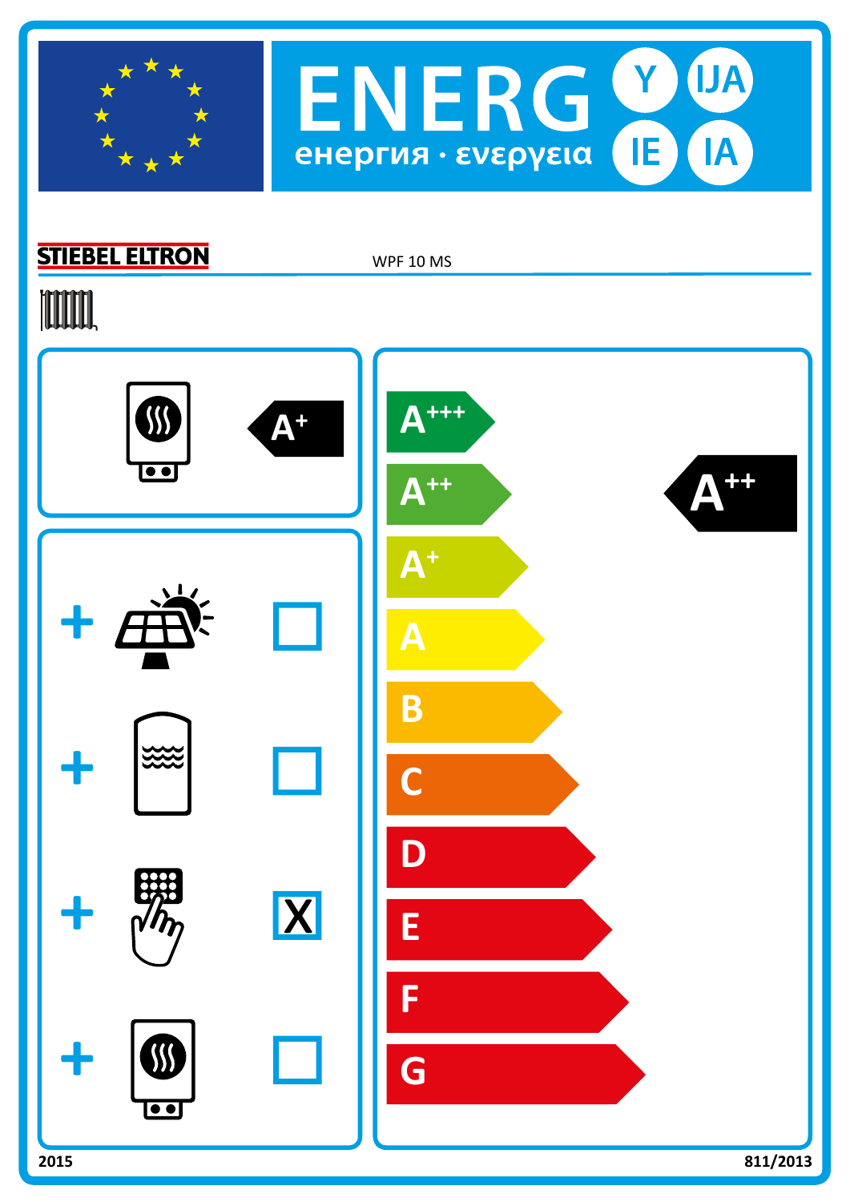# ENERG Y IJA IE IA

енергия · ενεργεια

**STIEBEL ELTRON** WPF 10 MS

A+

| + | Solar | ☐ |
|---|---|---|
| + | Storage tank | ☐ |
| + | Temperature control | X |
| + | Supplementary heater | ☐ |

A+++
A++
A+
A
B
C
D
E
F
G

**A++**

2015 811/2013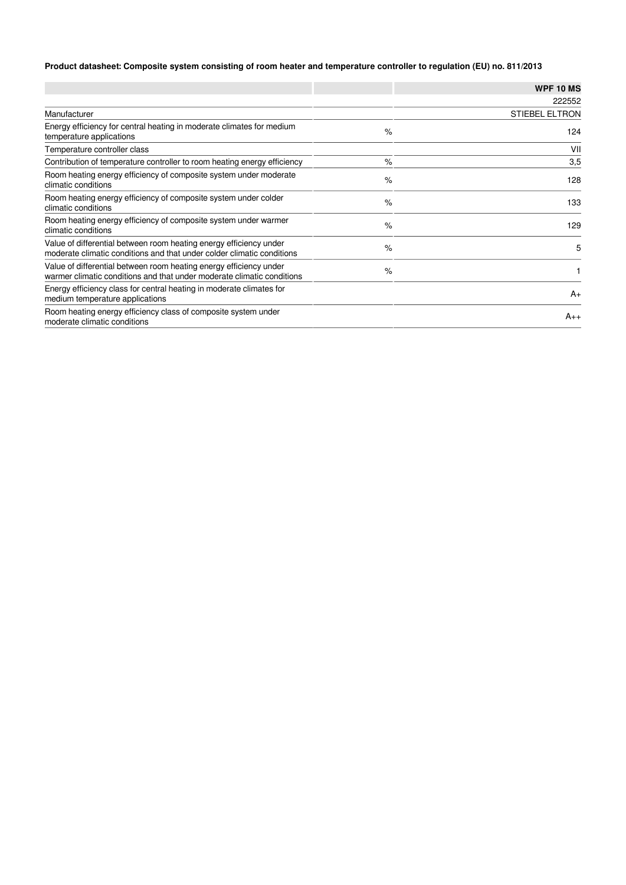**Product datasheet: Composite system consisting of room heater and temperature controller to regulation (EU) no. 811/2013**

| | | WPF 10 MS |
|---|---|---|
| | | 222552 |
| Manufacturer | | STIEBEL ELTRON |
| Energy efficiency for central heating in moderate climates for medium temperature applications | % | 124 |
| Temperature controller class | | VII |
| Contribution of temperature controller to room heating energy efficiency | % | 3,5 |
| Room heating energy efficiency of composite system under moderate climatic conditions | % | 128 |
| Room heating energy efficiency of composite system under colder climatic conditions | % | 133 |
| Room heating energy efficiency of composite system under warmer climatic conditions | % | 129 |
| Value of differential between room heating energy efficiency under moderate climatic conditions and that under colder climatic conditions | % | 5 |
| Value of differential between room heating energy efficiency under warmer climatic conditions and that under moderate climatic conditions | % | 1 |
| Energy efficiency class for central heating in moderate climates for medium temperature applications | | A+ |
| Room heating energy efficiency class of composite system under moderate climatic conditions | | A++ |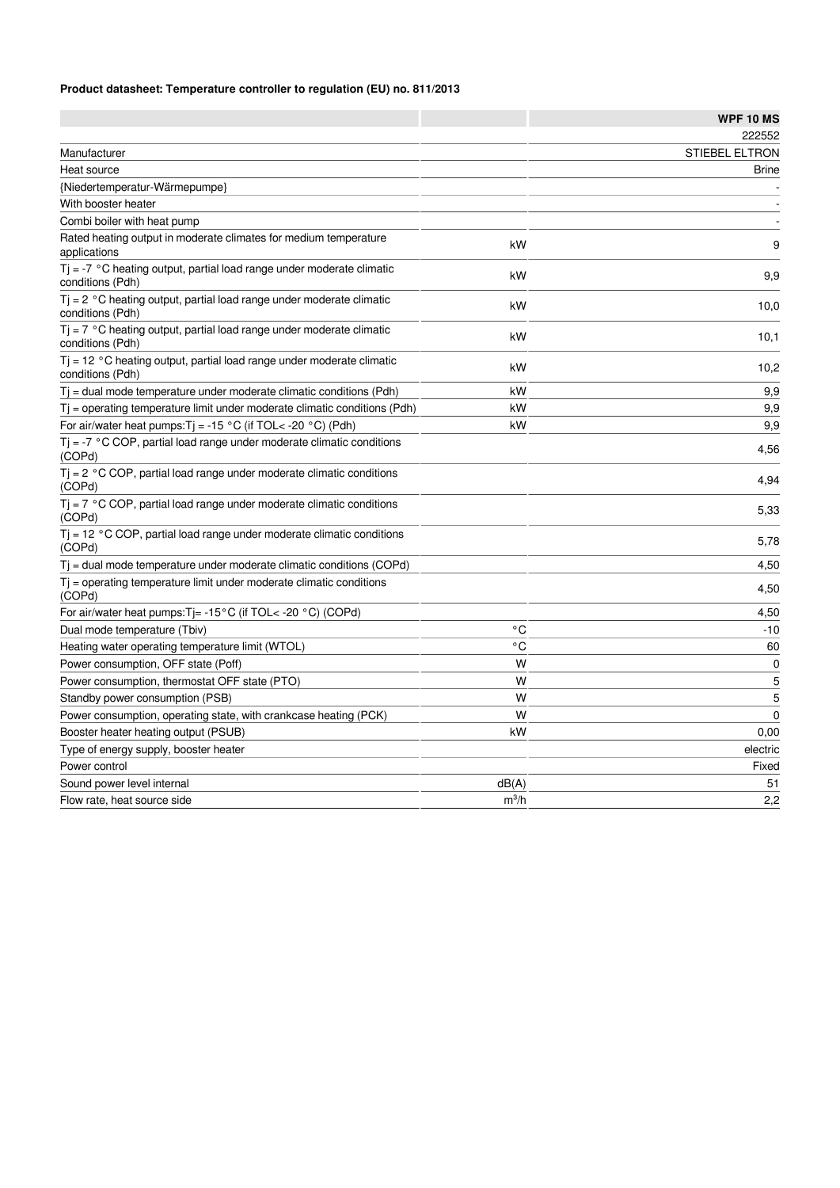**Product datasheet: Temperature controller to regulation (EU) no. 811/2013**

| | | WPF 10 MS |
|---|---|---|
| | | 222552 |
| Manufacturer | | STIEBEL ELTRON |
| Heat source | | Brine |
| {Niedertemperatur-Wärmepumpe} | | - |
| With booster heater | | - |
| Combi boiler with heat pump | | - |
| Rated heating output in moderate climates for medium temperature applications | kW | 9 |
| Tj = -7 °C heating output, partial load range under moderate climatic conditions (Pdh) | kW | 9,9 |
| Tj = 2 °C heating output, partial load range under moderate climatic conditions (Pdh) | kW | 10,0 |
| Tj = 7 °C heating output, partial load range under moderate climatic conditions (Pdh) | kW | 10,1 |
| Tj = 12 °C heating output, partial load range under moderate climatic conditions (Pdh) | kW | 10,2 |
| Tj = dual mode temperature under moderate climatic conditions (Pdh) | kW | 9,9 |
| Tj = operating temperature limit under moderate climatic conditions (Pdh) | kW | 9,9 |
| For air/water heat pumps:Tj = -15 °C (if TOL< -20 °C) (Pdh) | kW | 9,9 |
| Tj = -7 °C COP, partial load range under moderate climatic conditions (COPd) | | 4,56 |
| Tj = 2 °C COP, partial load range under moderate climatic conditions (COPd) | | 4,94 |
| Tj = 7 °C COP, partial load range under moderate climatic conditions (COPd) | | 5,33 |
| Tj = 12 °C COP, partial load range under moderate climatic conditions (COPd) | | 5,78 |
| Tj = dual mode temperature under moderate climatic conditions (COPd) | | 4,50 |
| Tj = operating temperature limit under moderate climatic conditions (COPd) | | 4,50 |
| For air/water heat pumps:Tj= -15°C (if TOL< -20 °C) (COPd) | | 4,50 |
| Dual mode temperature (Tbiv) | °C | -10 |
| Heating water operating temperature limit (WTOL) | °C | 60 |
| Power consumption, OFF state (Poff) | W | 0 |
| Power consumption, thermostat OFF state (PTO) | W | 5 |
| Standby power consumption (PSB) | W | 5 |
| Power consumption, operating state, with crankcase heating (PCK) | W | 0 |
| Booster heater heating output (PSUB) | kW | 0,00 |
| Type of energy supply, booster heater | | electric |
| Power control | | Fixed |
| Sound power level internal | dB(A) | 51 |
| Flow rate, heat source side | $m^3/h$ | 2,2 |